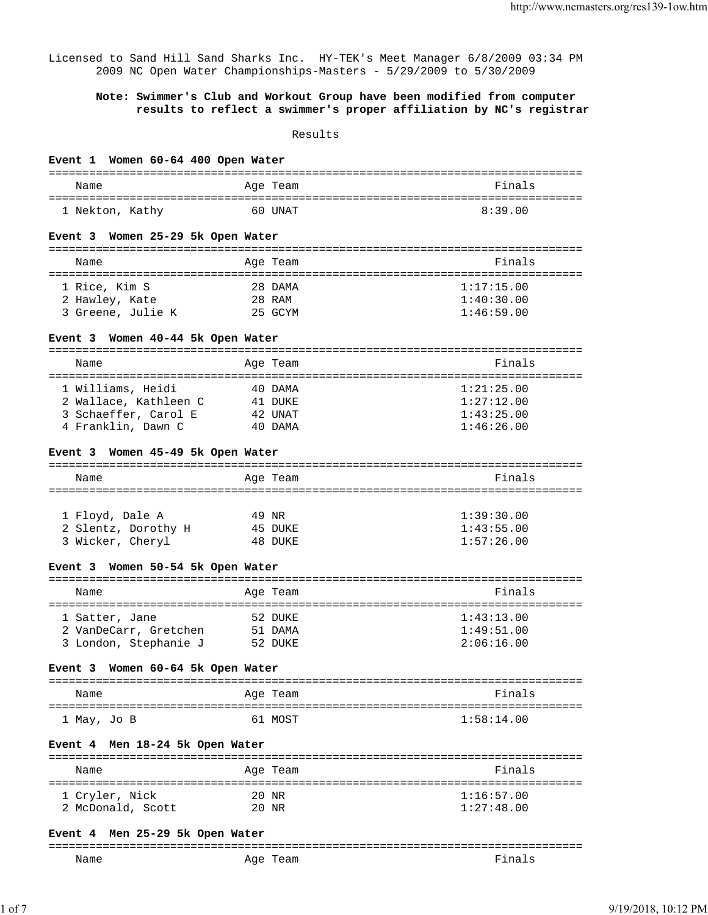Licensed to Sand Hill Sand Sharks Inc. HY-TEK's Meet Manager 6/8/2009 03:34 PM
2009 NC Open Water Championships-Masters - 5/29/2009 to 5/30/2009

**Note: Swimmer's Club and Workout Group have been modified from computer results to reflect a swimmer's proper affiliation by NC's registrar**

Results

### Event 1 Women 60-64 400 Open Water

| | Name | Age | Team | Finals |
|---|---|---|---|---|
| 1 | Nekton, Kathy | 60 | UNAT | 8:39.00 |

### Event 3 Women 25-29 5k Open Water

| | Name | Age | Team | Finals |
|---|---|---|---|---|
| 1 | Rice, Kim S | 28 | DAMA | 1:17:15.00 |
| 2 | Hawley, Kate | 28 | RAM | 1:40:30.00 |
| 3 | Greene, Julie K | 25 | GCYM | 1:46:59.00 |

### Event 3 Women 40-44 5k Open Water

| | Name | Age | Team | Finals |
|---|---|---|---|---|
| 1 | Williams, Heidi | 40 | DAMA | 1:21:25.00 |
| 2 | Wallace, Kathleen C | 41 | DUKE | 1:27:12.00 |
| 3 | Schaeffer, Carol E | 42 | UNAT | 1:43:25.00 |
| 4 | Franklin, Dawn C | 40 | DAMA | 1:46:26.00 |

### Event 3 Women 45-49 5k Open Water

| | Name | Age | Team | Finals |
|---|---|---|---|---|
| 1 | Floyd, Dale A | 49 | NR | 1:39:30.00 |
| 2 | Slentz, Dorothy H | 45 | DUKE | 1:43:55.00 |
| 3 | Wicker, Cheryl | 48 | DUKE | 1:57:26.00 |

### Event 3 Women 50-54 5k Open Water

| | Name | Age | Team | Finals |
|---|---|---|---|---|
| 1 | Satter, Jane | 52 | DUKE | 1:43:13.00 |
| 2 | VanDeCarr, Gretchen | 51 | DAMA | 1:49:51.00 |
| 3 | London, Stephanie J | 52 | DUKE | 2:06:16.00 |

### Event 3 Women 60-64 5k Open Water

| | Name | Age | Team | Finals |
|---|---|---|---|---|
| 1 | May, Jo B | 61 | MOST | 1:58:14.00 |

### Event 4 Men 18-24 5k Open Water

| | Name | Age | Team | Finals |
|---|---|---|---|---|
| 1 | Cryler, Nick | 20 | NR | 1:16:57.00 |
| 2 | McDonald, Scott | 20 | NR | 1:27:48.00 |

### Event 4 Men 25-29 5k Open Water

| | Name | Age | Team | Finals |
|---|---|---|---|---|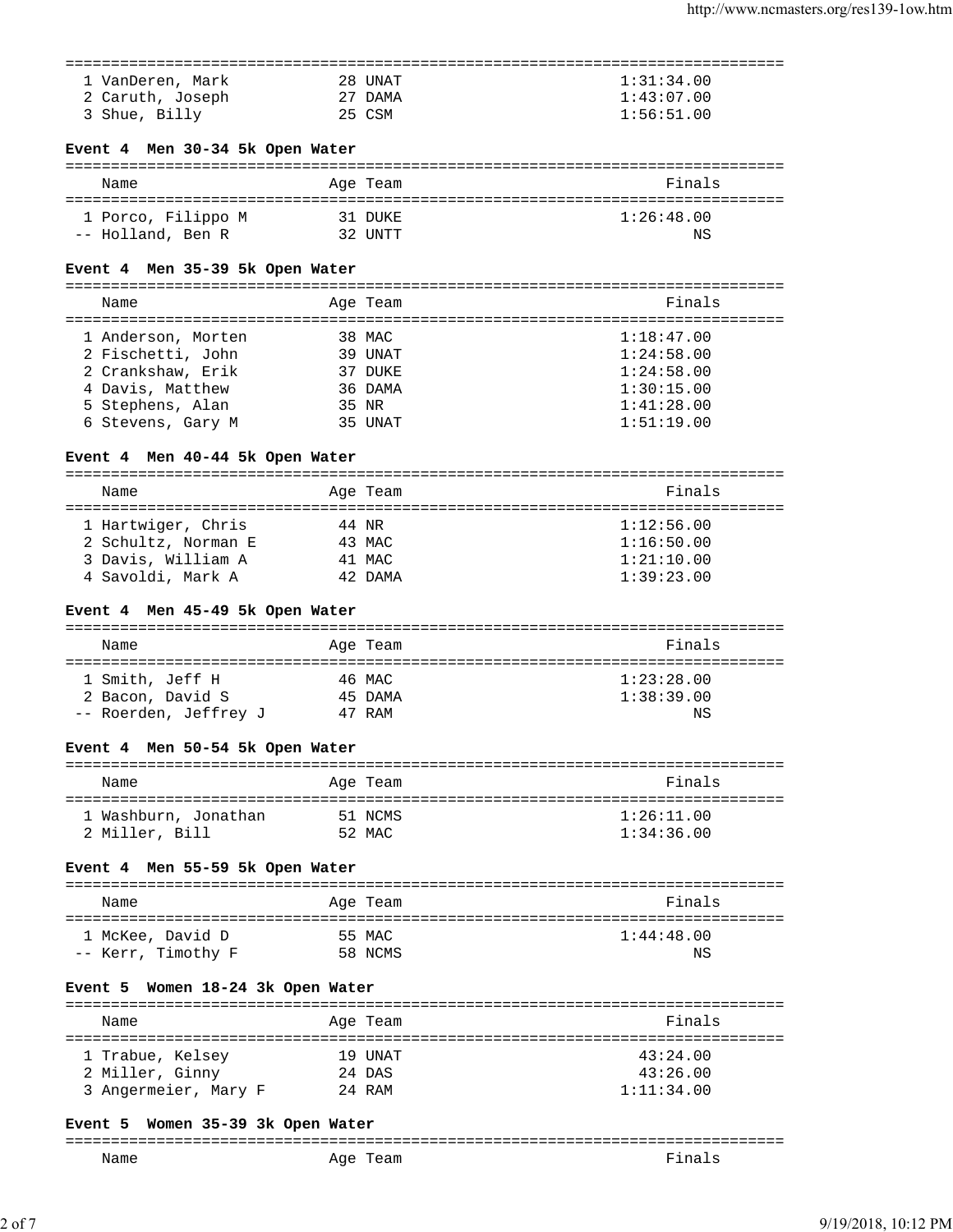| Place | Name | Age | Team | Finals |
|---|---|---|---|---|
| 1 | VanDeren, Mark | 28 | UNAT | 1:31:34.00 |
| 2 | Caruth, Joseph | 27 | DAMA | 1:43:07.00 |
| 3 | Shue, Billy | 25 | CSM | 1:56:51.00 |

**Event 4 Men 30-34 5k Open Water**

| Place | Name | Age | Team | Finals |
|---|---|---|---|---|
| 1 | Porco, Filippo M | 31 | DUKE | 1:26:48.00 |
| -- | Holland, Ben R | 32 | UNTT | NS |

**Event 4 Men 35-39 5k Open Water**

| Place | Name | Age | Team | Finals |
|---|---|---|---|---|
| 1 | Anderson, Morten | 38 | MAC | 1:18:47.00 |
| 2 | Fischetti, John | 39 | UNAT | 1:24:58.00 |
| 2 | Crankshaw, Erik | 37 | DUKE | 1:24:58.00 |
| 4 | Davis, Matthew | 36 | DAMA | 1:30:15.00 |
| 5 | Stephens, Alan | 35 | NR | 1:41:28.00 |
| 6 | Stevens, Gary M | 35 | UNAT | 1:51:19.00 |

**Event 4 Men 40-44 5k Open Water**

| Place | Name | Age | Team | Finals |
|---|---|---|---|---|
| 1 | Hartwiger, Chris | 44 | NR | 1:12:56.00 |
| 2 | Schultz, Norman E | 43 | MAC | 1:16:50.00 |
| 3 | Davis, William A | 41 | MAC | 1:21:10.00 |
| 4 | Savoldi, Mark A | 42 | DAMA | 1:39:23.00 |

**Event 4 Men 45-49 5k Open Water**

| Place | Name | Age | Team | Finals |
|---|---|---|---|---|
| 1 | Smith, Jeff H | 46 | MAC | 1:23:28.00 |
| 2 | Bacon, David S | 45 | DAMA | 1:38:39.00 |
| -- | Roerden, Jeffrey J | 47 | RAM | NS |

**Event 4 Men 50-54 5k Open Water**

| Place | Name | Age | Team | Finals |
|---|---|---|---|---|
| 1 | Washburn, Jonathan | 51 | NCMS | 1:26:11.00 |
| 2 | Miller, Bill | 52 | MAC | 1:34:36.00 |

**Event 4 Men 55-59 5k Open Water**

| Place | Name | Age | Team | Finals |
|---|---|---|---|---|
| 1 | McKee, David D | 55 | MAC | 1:44:48.00 |
| -- | Kerr, Timothy F | 58 | NCMS | NS |

**Event 5 Women 18-24 3k Open Water**

| Place | Name | Age | Team | Finals |
|---|---|---|---|---|
| 1 | Trabue, Kelsey | 19 | UNAT | 43:24.00 |
| 2 | Miller, Ginny | 24 | DAS | 43:26.00 |
| 3 | Angermeier, Mary F | 24 | RAM | 1:11:34.00 |

**Event 5 Women 35-39 3k Open Water**

| Place | Name | Age | Team | Finals |
|---|---|---|---|---|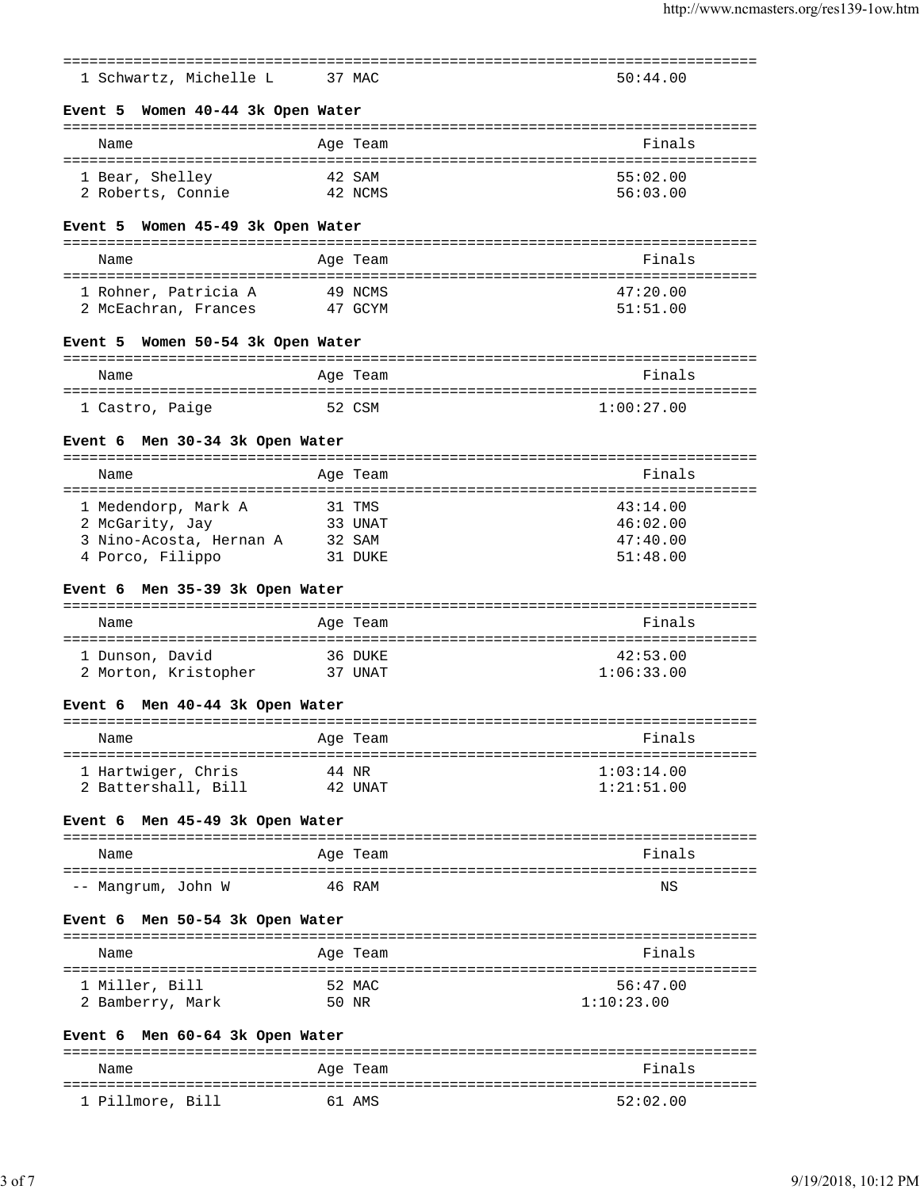| | Name | Age | Team | Finals |
|---|---|---|---|---|
| 1 | Schwartz, Michelle L | 37 | MAC | 50:44.00 |

### Event 5 Women 40-44 3k Open Water

| | Name | Age | Team | Finals |
|---|---|---|---|---|
| 1 | Bear, Shelley | 42 | SAM | 55:02.00 |
| 2 | Roberts, Connie | 42 | NCMS | 56:03.00 |

### Event 5 Women 45-49 3k Open Water

| | Name | Age | Team | Finals |
|---|---|---|---|---|
| 1 | Rohner, Patricia A | 49 | NCMS | 47:20.00 |
| 2 | McEachran, Frances | 47 | GCYM | 51:51.00 |

### Event 5 Women 50-54 3k Open Water

| | Name | Age | Team | Finals |
|---|---|---|---|---|
| 1 | Castro, Paige | 52 | CSM | 1:00:27.00 |

### Event 6 Men 30-34 3k Open Water

| | Name | Age | Team | Finals |
|---|---|---|---|---|
| 1 | Medendorp, Mark A | 31 | TMS | 43:14.00 |
| 2 | McGarity, Jay | 33 | UNAT | 46:02.00 |
| 3 | Nino-Acosta, Hernan A | 32 | SAM | 47:40.00 |
| 4 | Porco, Filippo | 31 | DUKE | 51:48.00 |

### Event 6 Men 35-39 3k Open Water

| | Name | Age | Team | Finals |
|---|---|---|---|---|
| 1 | Dunson, David | 36 | DUKE | 42:53.00 |
| 2 | Morton, Kristopher | 37 | UNAT | 1:06:33.00 |

### Event 6 Men 40-44 3k Open Water

| | Name | Age | Team | Finals |
|---|---|---|---|---|
| 1 | Hartwiger, Chris | 44 | NR | 1:03:14.00 |
| 2 | Battershall, Bill | 42 | UNAT | 1:21:51.00 |

### Event 6 Men 45-49 3k Open Water

| | Name | Age | Team | Finals |
|---|---|---|---|---|
| -- | Mangrum, John W | 46 | RAM | NS |

### Event 6 Men 50-54 3k Open Water

| | Name | Age | Team | Finals |
|---|---|---|---|---|
| 1 | Miller, Bill | 52 | MAC | 56:47.00 |
| 2 | Bamberry, Mark | 50 | NR | 1:10:23.00 |

### Event 6 Men 60-64 3k Open Water

| | Name | Age | Team | Finals |
|---|---|---|---|---|
| 1 | Pillmore, Bill | 61 | AMS | 52:02.00 |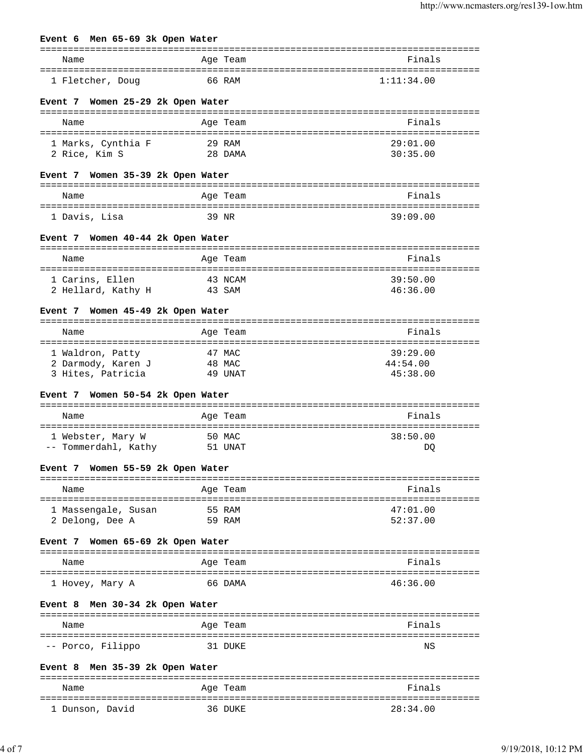**Event 6 Men 65-69 3k Open Water**

| | Name | Age | Team | Finals |
|---|---|---|---|---|
| 1 | Fletcher, Doug | 66 | RAM | 1:11:34.00 |

**Event 7 Women 25-29 2k Open Water**

| | Name | Age | Team | Finals |
|---|---|---|---|---|
| 1 | Marks, Cynthia F | 29 | RAM | 29:01.00 |
| 2 | Rice, Kim S | 28 | DAMA | 30:35.00 |

**Event 7 Women 35-39 2k Open Water**

| | Name | Age | Team | Finals |
|---|---|---|---|---|
| 1 | Davis, Lisa | 39 | NR | 39:09.00 |

**Event 7 Women 40-44 2k Open Water**

| | Name | Age | Team | Finals |
|---|---|---|---|---|
| 1 | Carins, Ellen | 43 | NCAM | 39:50.00 |
| 2 | Hellard, Kathy H | 43 | SAM | 46:36.00 |

**Event 7 Women 45-49 2k Open Water**

| | Name | Age | Team | Finals |
|---|---|---|---|---|
| 1 | Waldron, Patty | 47 | MAC | 39:29.00 |
| 2 | Darmody, Karen J | 48 | MAC | 44:54.00 |
| 3 | Hites, Patricia | 49 | UNAT | 45:38.00 |

**Event 7 Women 50-54 2k Open Water**

| | Name | Age | Team | Finals |
|---|---|---|---|---|
| 1 | Webster, Mary W | 50 | MAC | 38:50.00 |
| -- | Tommerdahl, Kathy | 51 | UNAT | DQ |

**Event 7 Women 55-59 2k Open Water**

| | Name | Age | Team | Finals |
|---|---|---|---|---|
| 1 | Massengale, Susan | 55 | RAM | 47:01.00 |
| 2 | Delong, Dee A | 59 | RAM | 52:37.00 |

**Event 7 Women 65-69 2k Open Water**

| | Name | Age | Team | Finals |
|---|---|---|---|---|
| 1 | Hovey, Mary A | 66 | DAMA | 46:36.00 |

**Event 8 Men 30-34 2k Open Water**

| | Name | Age | Team | Finals |
|---|---|---|---|---|
| -- | Porco, Filippo | 31 | DUKE | NS |

**Event 8 Men 35-39 2k Open Water**

| | Name | Age | Team | Finals |
|---|---|---|---|---|
| 1 | Dunson, David | 36 | DUKE | 28:34.00 |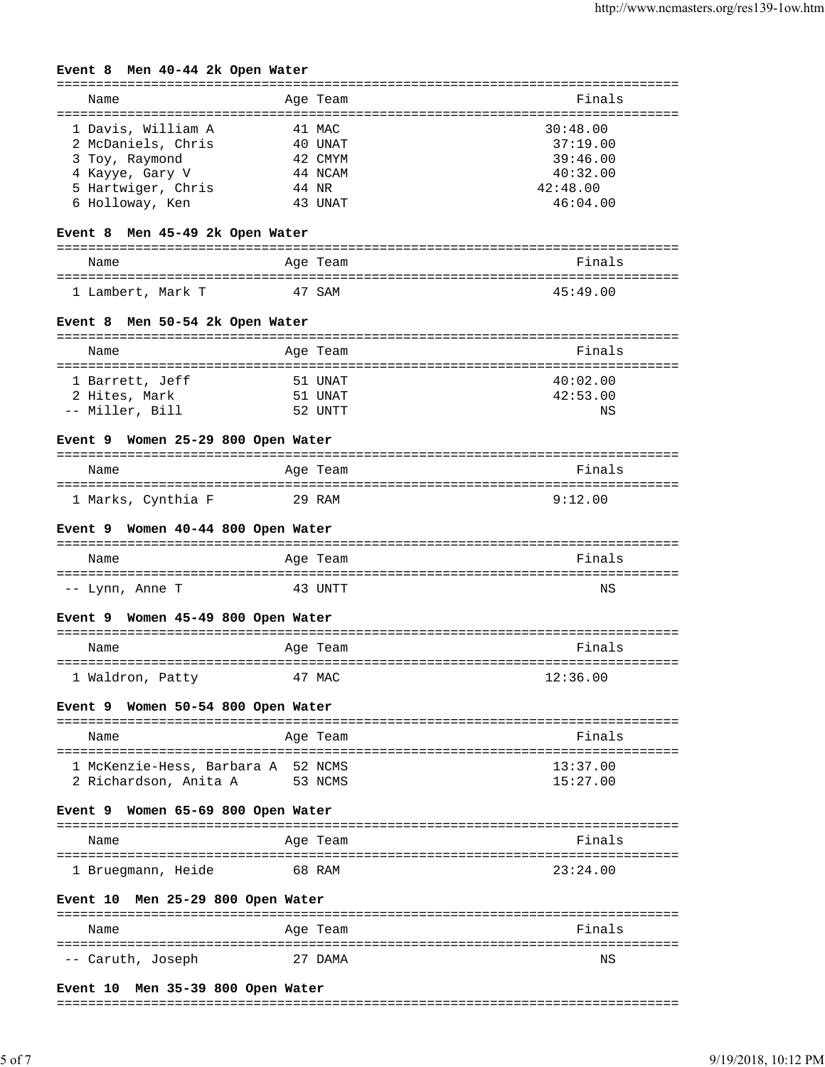**Event 8 Men 40-44 2k Open Water**

| Name | Age | Team | Finals |
|---|---|---|---|
| 1 Davis, William A | 41 | MAC | 30:48.00 |
| 2 McDaniels, Chris | 40 | UNAT | 37:19.00 |
| 3 Toy, Raymond | 42 | CMYM | 39:46.00 |
| 4 Kayye, Gary V | 44 | NCAM | 40:32.00 |
| 5 Hartwiger, Chris | 44 | NR | 42:48.00 |
| 6 Holloway, Ken | 43 | UNAT | 46:04.00 |

**Event 8 Men 45-49 2k Open Water**

| Name | Age | Team | Finals |
|---|---|---|---|
| 1 Lambert, Mark T | 47 | SAM | 45:49.00 |

**Event 8 Men 50-54 2k Open Water**

| Name | Age | Team | Finals |
|---|---|---|---|
| 1 Barrett, Jeff | 51 | UNAT | 40:02.00 |
| 2 Hites, Mark | 51 | UNAT | 42:53.00 |
| -- Miller, Bill | 52 | UNTT | NS |

**Event 9 Women 25-29 800 Open Water**

| Name | Age | Team | Finals |
|---|---|---|---|
| 1 Marks, Cynthia F | 29 | RAM | 9:12.00 |

**Event 9 Women 40-44 800 Open Water**

| Name | Age | Team | Finals |
|---|---|---|---|
| -- Lynn, Anne T | 43 | UNTT | NS |

**Event 9 Women 45-49 800 Open Water**

| Name | Age | Team | Finals |
|---|---|---|---|
| 1 Waldron, Patty | 47 | MAC | 12:36.00 |

**Event 9 Women 50-54 800 Open Water**

| Name | Age | Team | Finals |
|---|---|---|---|
| 1 McKenzie-Hess, Barbara A | 52 | NCMS | 13:37.00 |
| 2 Richardson, Anita A | 53 | NCMS | 15:27.00 |

**Event 9 Women 65-69 800 Open Water**

| Name | Age | Team | Finals |
|---|---|---|---|
| 1 Bruegmann, Heide | 68 | RAM | 23:24.00 |

**Event 10 Men 25-29 800 Open Water**

| Name | Age | Team | Finals |
|---|---|---|---|
| -- Caruth, Joseph | 27 | DAMA | NS |

**Event 10 Men 35-39 800 Open Water**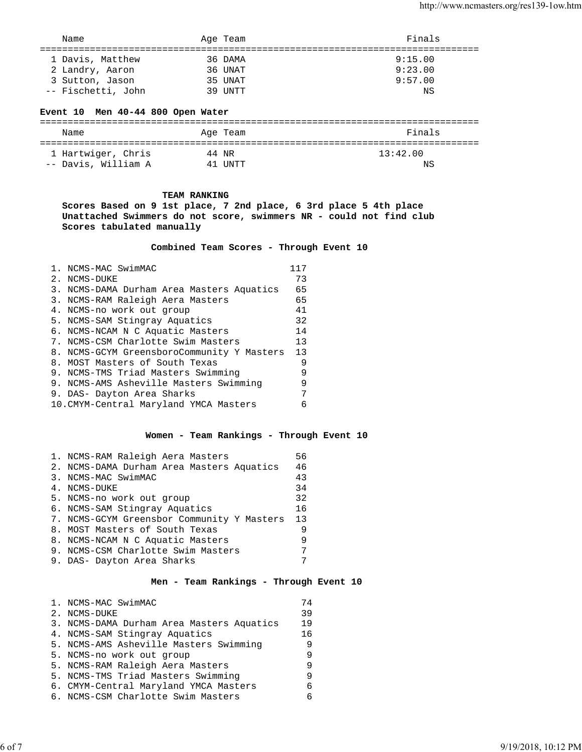| Name | Age | Team | Finals |
|---|---|---|---|
| 1 Davis, Matthew | 36 | DAMA | 9:15.00 |
| 2 Landry, Aaron | 36 | UNAT | 9:23.00 |
| 3 Sutton, Jason | 35 | UNAT | 9:57.00 |
| -- Fischetti, John | 39 | UNTT | NS |

**Event 10 Men 40-44 800 Open Water**

| Name | Age | Team | Finals |
|---|---|---|---|
| 1 Hartwiger, Chris | 44 | NR | 13:42.00 |
| -- Davis, William A | 41 | UNTT | NS |

**TEAM RANKING**

**Scores Based on 9 1st place, 7 2nd place, 6 3rd place 5 4th place**
**Unattached Swimmers do not score, swimmers NR - could not find club**
**Scores tabulated manually**

**Combined Team Scores - Through Event 10**

| Rank | Team | Points |
|---|---|---|
| 1. | NCMS-MAC SwimMAC | 117 |
| 2. | NCMS-DUKE | 73 |
| 3. | NCMS-DAMA Durham Area Masters Aquatics | 65 |
| 3. | NCMS-RAM Raleigh Aera Masters | 65 |
| 4. | NCMS-no work out group | 41 |
| 5. | NCMS-SAM Stingray Aquatics | 32 |
| 6. | NCMS-NCAM N C Aquatic Masters | 14 |
| 7. | NCMS-CSM Charlotte Swim Masters | 13 |
| 8. | NCMS-GCYM GreensboroCommunity Y Masters | 13 |
| 8. | MOST Masters of South Texas | 9 |
| 9. | NCMS-TMS Triad Masters Swimming | 9 |
| 9. | NCMS-AMS Asheville Masters Swimming | 9 |
| 9. | DAS- Dayton Area Sharks | 7 |
| 10. | CMYM-Central Maryland YMCA Masters | 6 |

**Women - Team Rankings - Through Event 10**

| Rank | Team | Points |
|---|---|---|
| 1. | NCMS-RAM Raleigh Aera Masters | 56 |
| 2. | NCMS-DAMA Durham Area Masters Aquatics | 46 |
| 3. | NCMS-MAC SwimMAC | 43 |
| 4. | NCMS-DUKE | 34 |
| 5. | NCMS-no work out group | 32 |
| 6. | NCMS-SAM Stingray Aquatics | 16 |
| 7. | NCMS-GCYM Greensbor Community Y Masters | 13 |
| 8. | MOST Masters of South Texas | 9 |
| 8. | NCMS-NCAM N C Aquatic Masters | 9 |
| 9. | NCMS-CSM Charlotte Swim Masters | 7 |
| 9. | DAS- Dayton Area Sharks | 7 |

**Men - Team Rankings - Through Event 10**

| Rank | Team | Points |
|---|---|---|
| 1. | NCMS-MAC SwimMAC | 74 |
| 2. | NCMS-DUKE | 39 |
| 3. | NCMS-DAMA Durham Area Masters Aquatics | 19 |
| 4. | NCMS-SAM Stingray Aquatics | 16 |
| 5. | NCMS-AMS Asheville Masters Swimming | 9 |
| 5. | NCMS-no work out group | 9 |
| 5. | NCMS-RAM Raleigh Aera Masters | 9 |
| 5. | NCMS-TMS Triad Masters Swimming | 9 |
| 6. | CMYM-Central Maryland YMCA Masters | 6 |
| 6. | NCMS-CSM Charlotte Swim Masters | 6 |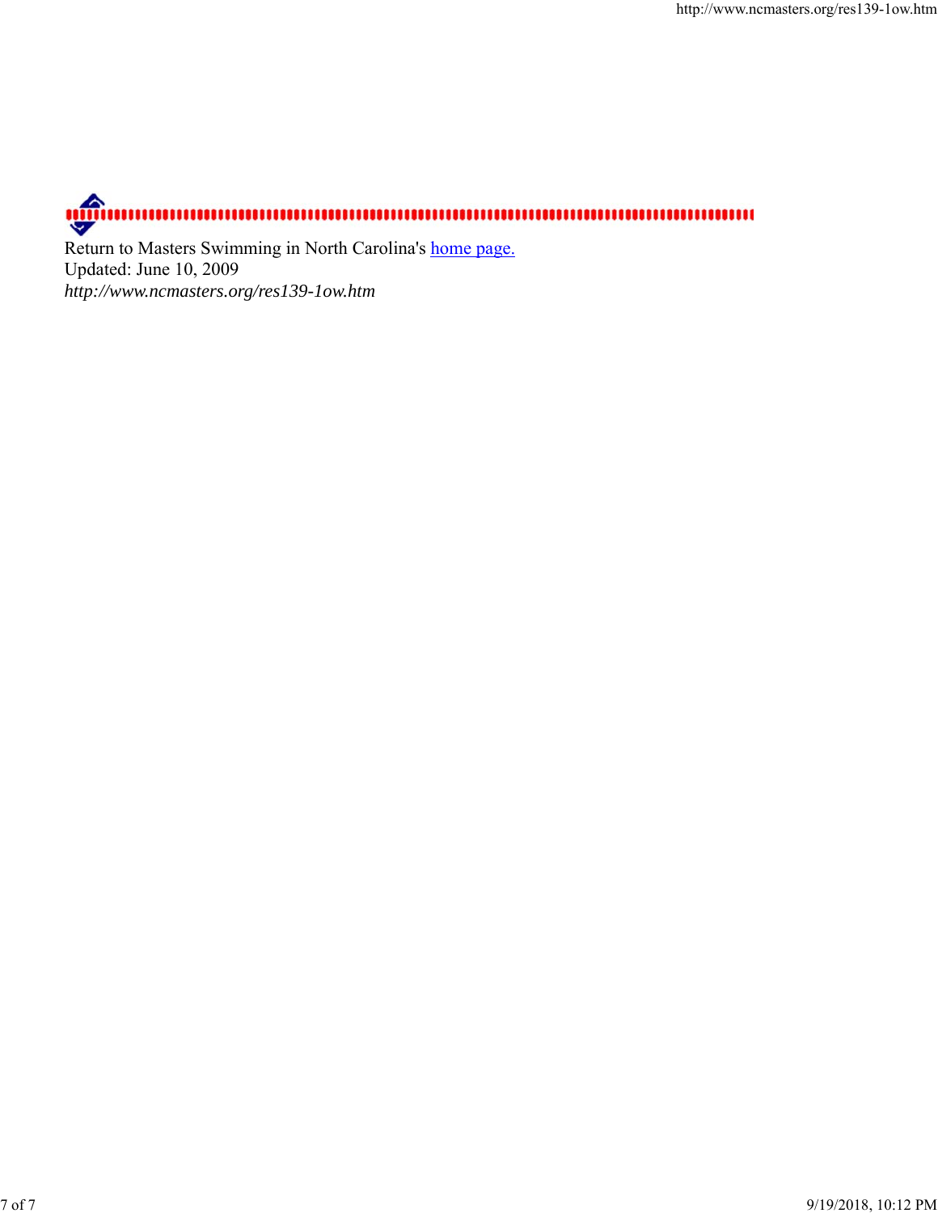Return to Masters Swimming in North Carolina's [home page.](http://www.ncmasters.org/)
Updated: June 10, 2009
*http://www.ncmasters.org/res139-1ow.htm*